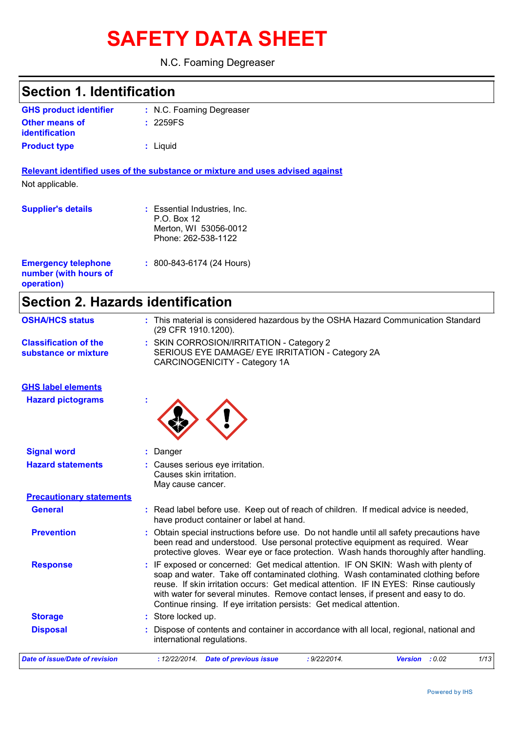# SAFETY DATA SHEET

N.C. Foaming Degreaser

## Section 1. Identification

| | |
|---|---|
| **GHS product identifier** | : N.C. Foaming Degreaser |
| **Other means of identification** | : 2259FS |
| **Product type** | : Liquid |

**Relevant identified uses of the substance or mixture and uses advised against**

Not applicable.

| | |
|---|---|
| **Supplier's details** | : Essential Industries, Inc.<br>P.O. Box 12<br>Merton, WI 53056-0012<br>Phone: 262-538-1122 |
| **Emergency telephone number (with hours of operation)** | : 800-843-6174 (24 Hours) |

## Section 2. Hazards identification

| | |
|---|---|
| **OSHA/HCS status** | : This material is considered hazardous by the OSHA Hazard Communication Standard (29 CFR 1910.1200). |
| **Classification of the substance or mixture** | : SKIN CORROSION/IRRITATION - Category 2<br>SERIOUS EYE DAMAGE/ EYE IRRITATION - Category 2A<br>CARCINOGENICITY - Category 1A |

**GHS label elements**

| | |
|---|---|
| **Hazard pictograms** | : |
| **Signal word** | : Danger |
| **Hazard statements** | : Causes serious eye irritation.<br>Causes skin irritation.<br>May cause cancer. |

**Precautionary statements**

| | |
|---|---|
| **General** | : Read label before use. Keep out of reach of children. If medical advice is needed, have product container or label at hand. |
| **Prevention** | : Obtain special instructions before use. Do not handle until all safety precautions have been read and understood. Use personal protective equipment as required. Wear protective gloves. Wear eye or face protection. Wash hands thoroughly after handling. |
| **Response** | : IF exposed or concerned: Get medical attention. IF ON SKIN: Wash with plenty of soap and water. Take off contaminated clothing. Wash contaminated clothing before reuse. If skin irritation occurs: Get medical attention. IF IN EYES: Rinse cautiously with water for several minutes. Remove contact lenses, if present and easy to do. Continue rinsing. If eye irritation persists: Get medical attention. |
| **Storage** | : Store locked up. |
| **Disposal** | : Dispose of contents and container in accordance with all local, regional, national and international regulations. |

*Date of issue/Date of revision* : 12/22/2014. *Date of previous issue* : 9/22/2014. *Version* : 0.02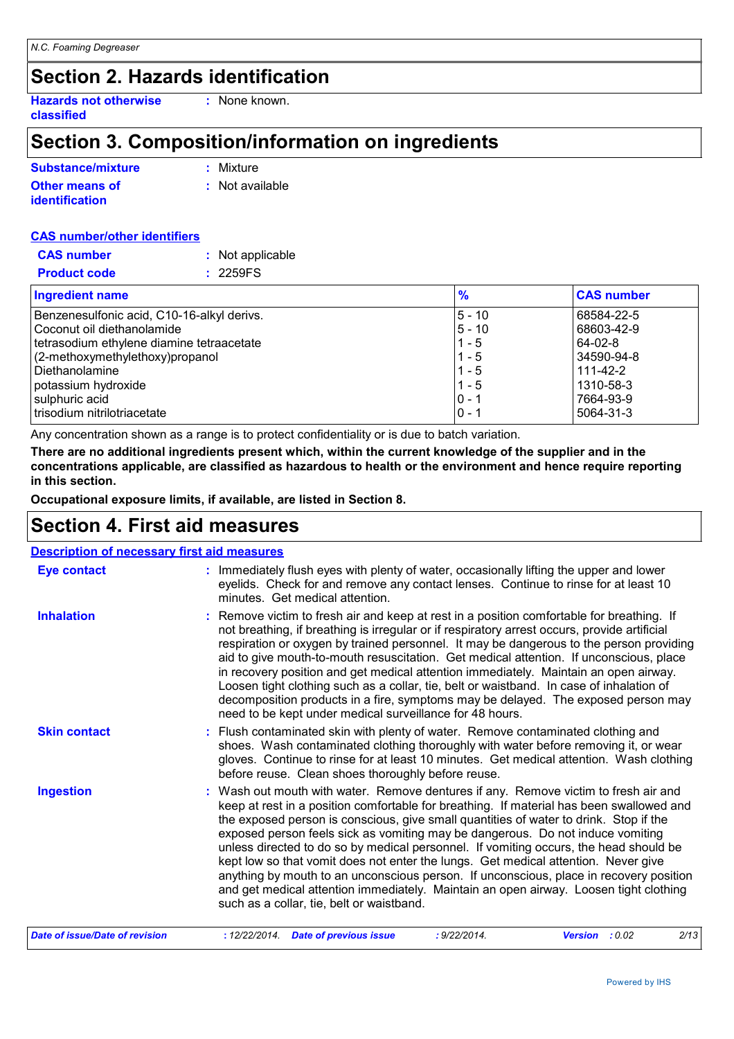# Section 2. Hazards identification

**Hazards not otherwise classified** : None known.

# Section 3. Composition/information on ingredients

**Substance/mixture** : Mixture

**Other means of identification** : Not available

**CAS number/other identifiers**

**CAS number** : Not applicable

**Product code** : 2259FS

| Ingredient name | % | CAS number |
|---|---|---|
| Benzenesulfonic acid, C10-16-alkyl derivs. | 5 - 10 | 68584-22-5 |
| Coconut oil diethanolamide | 5 - 10 | 68603-42-9 |
| tetrasodium ethylene diamine tetraacetate | 1 - 5 | 64-02-8 |
| (2-methoxymethylethoxy)propanol | 1 - 5 | 34590-94-8 |
| Diethanolamine | 1 - 5 | 111-42-2 |
| potassium hydroxide | 1 - 5 | 1310-58-3 |
| sulphuric acid | 0 - 1 | 7664-93-9 |
| trisodium nitrilotriacetate | 0 - 1 | 5064-31-3 |

Any concentration shown as a range is to protect confidentiality or is due to batch variation.

**There are no additional ingredients present which, within the current knowledge of the supplier and in the concentrations applicable, are classified as hazardous to health or the environment and hence require reporting in this section.**

**Occupational exposure limits, if available, are listed in Section 8.**

# Section 4. First aid measures

**Description of necessary first aid measures**

**Eye contact** : Immediately flush eyes with plenty of water, occasionally lifting the upper and lower eyelids. Check for and remove any contact lenses. Continue to rinse for at least 10 minutes. Get medical attention.

**Inhalation** : Remove victim to fresh air and keep at rest in a position comfortable for breathing. If not breathing, if breathing is irregular or if respiratory arrest occurs, provide artificial respiration or oxygen by trained personnel. It may be dangerous to the person providing aid to give mouth-to-mouth resuscitation. Get medical attention. If unconscious, place in recovery position and get medical attention immediately. Maintain an open airway. Loosen tight clothing such as a collar, tie, belt or waistband. In case of inhalation of decomposition products in a fire, symptoms may be delayed. The exposed person may need to be kept under medical surveillance for 48 hours.

**Skin contact** : Flush contaminated skin with plenty of water. Remove contaminated clothing and shoes. Wash contaminated clothing thoroughly with water before removing it, or wear gloves. Continue to rinse for at least 10 minutes. Get medical attention. Wash clothing before reuse. Clean shoes thoroughly before reuse.

**Ingestion** : Wash out mouth with water. Remove dentures if any. Remove victim to fresh air and keep at rest in a position comfortable for breathing. If material has been swallowed and the exposed person is conscious, give small quantities of water to drink. Stop if the exposed person feels sick as vomiting may be dangerous. Do not induce vomiting unless directed to do so by medical personnel. If vomiting occurs, the head should be kept low so that vomit does not enter the lungs. Get medical attention. Never give anything by mouth to an unconscious person. If unconscious, place in recovery position and get medical attention immediately. Maintain an open airway. Loosen tight clothing such as a collar, tie, belt or waistband.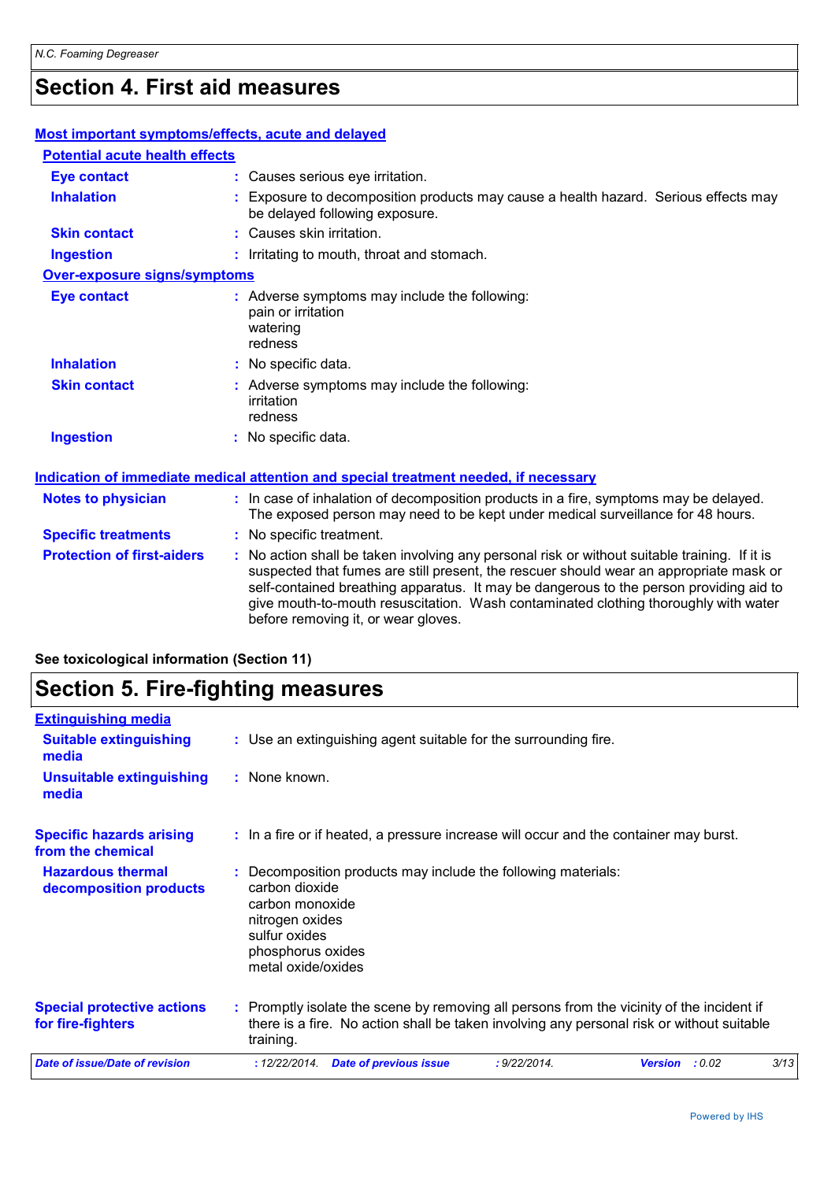# Section 4. First aid measures

### Most important symptoms/effects, acute and delayed

#### Potential acute health effects

**Eye contact** : Causes serious eye irritation.

**Inhalation** : Exposure to decomposition products may cause a health hazard. Serious effects may be delayed following exposure.

**Skin contact** : Causes skin irritation.

**Ingestion** : Irritating to mouth, throat and stomach.

#### Over-exposure signs/symptoms

**Eye contact** : Adverse symptoms may include the following:
pain or irritation
watering
redness

**Inhalation** : No specific data.

**Skin contact** : Adverse symptoms may include the following:
irritation
redness

**Ingestion** : No specific data.

### Indication of immediate medical attention and special treatment needed, if necessary

**Notes to physician** : In case of inhalation of decomposition products in a fire, symptoms may be delayed. The exposed person may need to be kept under medical surveillance for 48 hours.

**Specific treatments** : No specific treatment.

**Protection of first-aiders** : No action shall be taken involving any personal risk or without suitable training. If it is suspected that fumes are still present, the rescuer should wear an appropriate mask or self-contained breathing apparatus. It may be dangerous to the person providing aid to give mouth-to-mouth resuscitation. Wash contaminated clothing thoroughly with water before removing it, or wear gloves.

**See toxicological information (Section 11)**

# Section 5. Fire-fighting measures

### Extinguishing media

**Suitable extinguishing media** : Use an extinguishing agent suitable for the surrounding fire.

**Unsuitable extinguishing media** : None known.

**Specific hazards arising from the chemical** : In a fire or if heated, a pressure increase will occur and the container may burst.

**Hazardous thermal decomposition products** : Decomposition products may include the following materials:
carbon dioxide
carbon monoxide
nitrogen oxides
sulfur oxides
phosphorus oxides
metal oxide/oxides

**Special protective actions for fire-fighters** : Promptly isolate the scene by removing all persons from the vicinity of the incident if there is a fire. No action shall be taken involving any personal risk or without suitable training.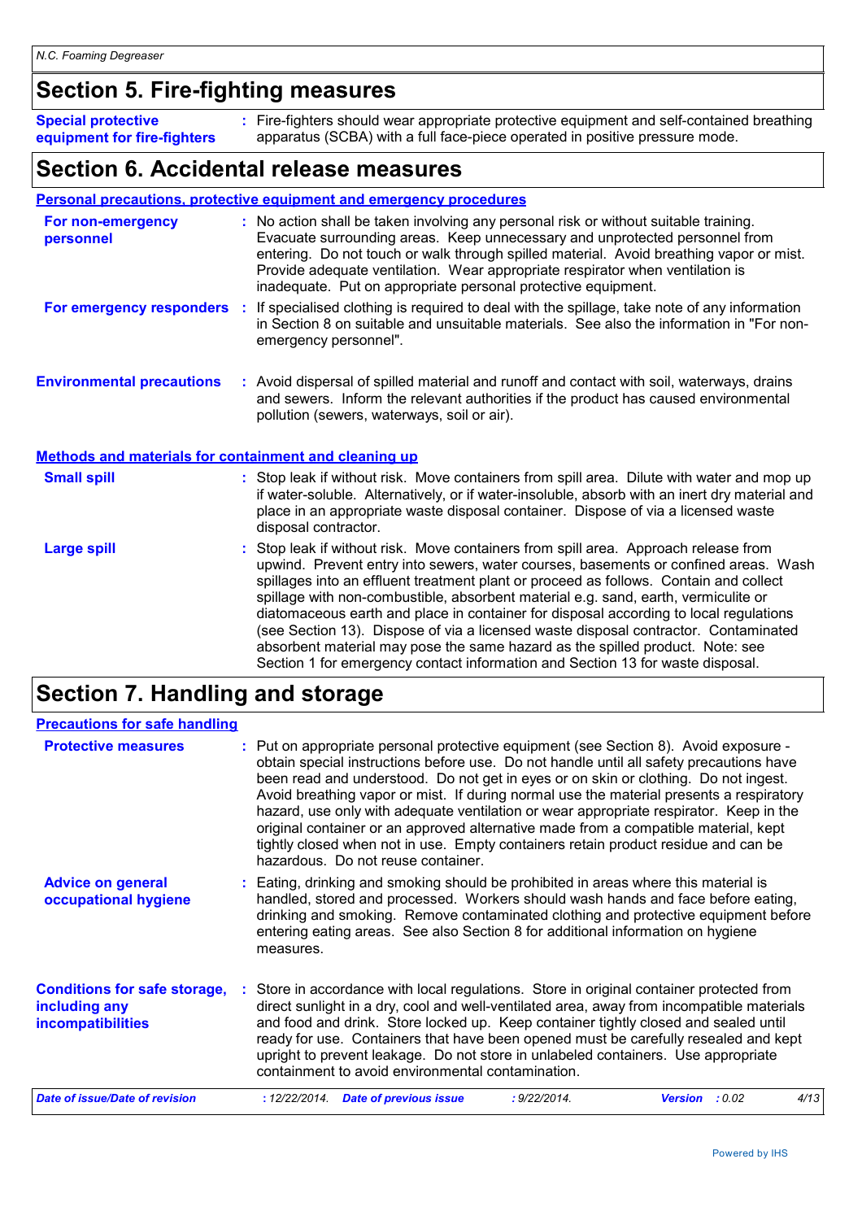## Section 5. Fire-fighting measures

**Special protective equipment for fire-fighters** : Fire-fighters should wear appropriate protective equipment and self-contained breathing apparatus (SCBA) with a full face-piece operated in positive pressure mode.

## Section 6. Accidental release measures

### Personal precautions, protective equipment and emergency procedures

**For non-emergency personnel** : No action shall be taken involving any personal risk or without suitable training. Evacuate surrounding areas. Keep unnecessary and unprotected personnel from entering. Do not touch or walk through spilled material. Avoid breathing vapor or mist. Provide adequate ventilation. Wear appropriate respirator when ventilation is inadequate. Put on appropriate personal protective equipment.

**For emergency responders** : If specialised clothing is required to deal with the spillage, take note of any information in Section 8 on suitable and unsuitable materials. See also the information in "For non-emergency personnel".

**Environmental precautions** : Avoid dispersal of spilled material and runoff and contact with soil, waterways, drains and sewers. Inform the relevant authorities if the product has caused environmental pollution (sewers, waterways, soil or air).

### Methods and materials for containment and cleaning up

**Small spill** : Stop leak if without risk. Move containers from spill area. Dilute with water and mop up if water-soluble. Alternatively, or if water-insoluble, absorb with an inert dry material and place in an appropriate waste disposal container. Dispose of via a licensed waste disposal contractor.

**Large spill** : Stop leak if without risk. Move containers from spill area. Approach release from upwind. Prevent entry into sewers, water courses, basements or confined areas. Wash spillages into an effluent treatment plant or proceed as follows. Contain and collect spillage with non-combustible, absorbent material e.g. sand, earth, vermiculite or diatomaceous earth and place in container for disposal according to local regulations (see Section 13). Dispose of via a licensed waste disposal contractor. Contaminated absorbent material may pose the same hazard as the spilled product. Note: see Section 1 for emergency contact information and Section 13 for waste disposal.

## Section 7. Handling and storage

### Precautions for safe handling

**Protective measures** : Put on appropriate personal protective equipment (see Section 8). Avoid exposure - obtain special instructions before use. Do not handle until all safety precautions have been read and understood. Do not get in eyes or on skin or clothing. Do not ingest. Avoid breathing vapor or mist. If during normal use the material presents a respiratory hazard, use only with adequate ventilation or wear appropriate respirator. Keep in the original container or an approved alternative made from a compatible material, kept tightly closed when not in use. Empty containers retain product residue and can be hazardous. Do not reuse container.

**Advice on general occupational hygiene** : Eating, drinking and smoking should be prohibited in areas where this material is handled, stored and processed. Workers should wash hands and face before eating, drinking and smoking. Remove contaminated clothing and protective equipment before entering eating areas. See also Section 8 for additional information on hygiene measures.

**Conditions for safe storage, including any incompatibilities** : Store in accordance with local regulations. Store in original container protected from direct sunlight in a dry, cool and well-ventilated area, away from incompatible materials and food and drink. Store locked up. Keep container tightly closed and sealed until ready for use. Containers that have been opened must be carefully resealed and kept upright to prevent leakage. Do not store in unlabeled containers. Use appropriate containment to avoid environmental contamination.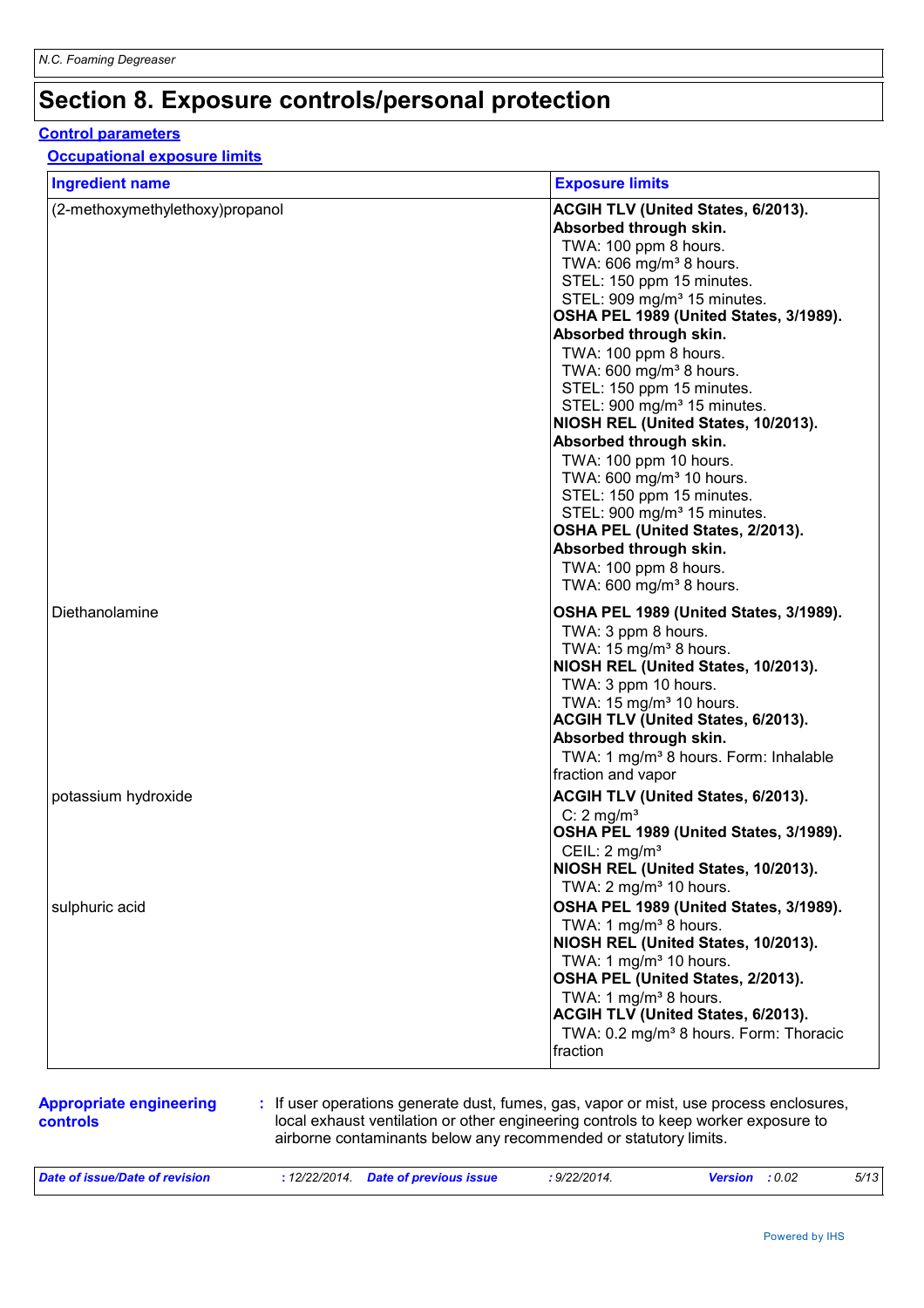# Section 8. Exposure controls/personal protection

## Control parameters

### Occupational exposure limits

| Ingredient name | Exposure limits |
| --- | --- |
| (2-methoxymethylethoxy)propanol | **ACGIH TLV (United States, 6/2013). Absorbed through skin.**<br>TWA: 100 ppm 8 hours.<br>TWA: 606 mg/m³ 8 hours.<br>STEL: 150 ppm 15 minutes.<br>STEL: 909 mg/m³ 15 minutes.<br>**OSHA PEL 1989 (United States, 3/1989). Absorbed through skin.**<br>TWA: 100 ppm 8 hours.<br>TWA: 600 mg/m³ 8 hours.<br>STEL: 150 ppm 15 minutes.<br>STEL: 900 mg/m³ 15 minutes.<br>**NIOSH REL (United States, 10/2013). Absorbed through skin.**<br>TWA: 100 ppm 10 hours.<br>TWA: 600 mg/m³ 10 hours.<br>STEL: 150 ppm 15 minutes.<br>STEL: 900 mg/m³ 15 minutes.<br>**OSHA PEL (United States, 2/2013). Absorbed through skin.**<br>TWA: 100 ppm 8 hours.<br>TWA: 600 mg/m³ 8 hours. |
| Diethanolamine | **OSHA PEL 1989 (United States, 3/1989).**<br>TWA: 3 ppm 8 hours.<br>TWA: 15 mg/m³ 8 hours.<br>**NIOSH REL (United States, 10/2013).**<br>TWA: 3 ppm 10 hours.<br>TWA: 15 mg/m³ 10 hours.<br>**ACGIH TLV (United States, 6/2013). Absorbed through skin.**<br>TWA: 1 mg/m³ 8 hours. Form: Inhalable fraction and vapor |
| potassium hydroxide | **ACGIH TLV (United States, 6/2013).**<br>C: 2 mg/m³<br>**OSHA PEL 1989 (United States, 3/1989).**<br>CEIL: 2 mg/m³<br>**NIOSH REL (United States, 10/2013).**<br>TWA: 2 mg/m³ 10 hours. |
| sulphuric acid | **OSHA PEL 1989 (United States, 3/1989).**<br>TWA: 1 mg/m³ 8 hours.<br>**NIOSH REL (United States, 10/2013).**<br>TWA: 1 mg/m³ 10 hours.<br>**OSHA PEL (United States, 2/2013).**<br>TWA: 1 mg/m³ 8 hours.<br>**ACGIH TLV (United States, 6/2013).**<br>TWA: 0.2 mg/m³ 8 hours. Form: Thoracic fraction |

**Appropriate engineering controls** : If user operations generate dust, fumes, gas, vapor or mist, use process enclosures, local exhaust ventilation or other engineering controls to keep worker exposure to airborne contaminants below any recommended or statutory limits.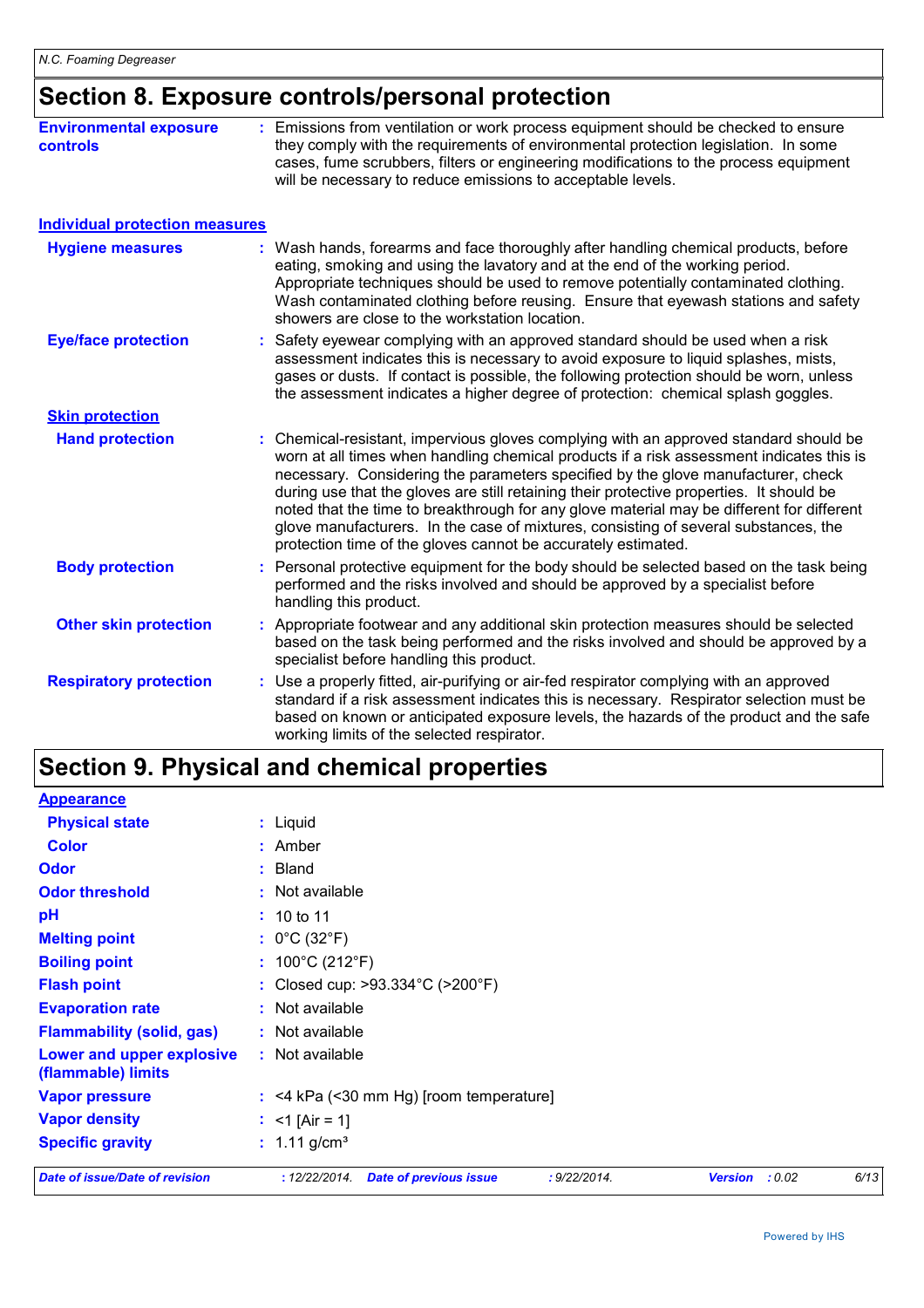# Section 8. Exposure controls/personal protection

**Environmental exposure controls** : Emissions from ventilation or work process equipment should be checked to ensure they comply with the requirements of environmental protection legislation. In some cases, fume scrubbers, filters or engineering modifications to the process equipment will be necessary to reduce emissions to acceptable levels.

## Individual protection measures

**Hygiene measures** : Wash hands, forearms and face thoroughly after handling chemical products, before eating, smoking and using the lavatory and at the end of the working period. Appropriate techniques should be used to remove potentially contaminated clothing. Wash contaminated clothing before reusing. Ensure that eyewash stations and safety showers are close to the workstation location.

**Eye/face protection** : Safety eyewear complying with an approved standard should be used when a risk assessment indicates this is necessary to avoid exposure to liquid splashes, mists, gases or dusts. If contact is possible, the following protection should be worn, unless the assessment indicates a higher degree of protection: chemical splash goggles.

### Skin protection

**Hand protection** : Chemical-resistant, impervious gloves complying with an approved standard should be worn at all times when handling chemical products if a risk assessment indicates this is necessary. Considering the parameters specified by the glove manufacturer, check during use that the gloves are still retaining their protective properties. It should be noted that the time to breakthrough for any glove material may be different for different glove manufacturers. In the case of mixtures, consisting of several substances, the protection time of the gloves cannot be accurately estimated.

**Body protection** : Personal protective equipment for the body should be selected based on the task being performed and the risks involved and should be approved by a specialist before handling this product.

**Other skin protection** : Appropriate footwear and any additional skin protection measures should be selected based on the task being performed and the risks involved and should be approved by a specialist before handling this product.

**Respiratory protection** : Use a properly fitted, air-purifying or air-fed respirator complying with an approved standard if a risk assessment indicates this is necessary. Respirator selection must be based on known or anticipated exposure levels, the hazards of the product and the safe working limits of the selected respirator.

# Section 9. Physical and chemical properties

## Appearance

**Physical state** : Liquid

**Color** : Amber

**Odor** : Bland

**Odor threshold** : Not available

**pH** : 10 to 11

**Melting point** : 0°C (32°F)

**Boiling point** : 100°C (212°F)

**Flash point** : Closed cup: >93.334°C (>200°F)

**Evaporation rate** : Not available

**Flammability (solid, gas)** : Not available

**Lower and upper explosive (flammable) limits** : Not available

**Vapor pressure** : <4 kPa (<30 mm Hg) [room temperature]

**Vapor density** : <1 [Air = 1]

**Specific gravity** : 1.11 g/cm³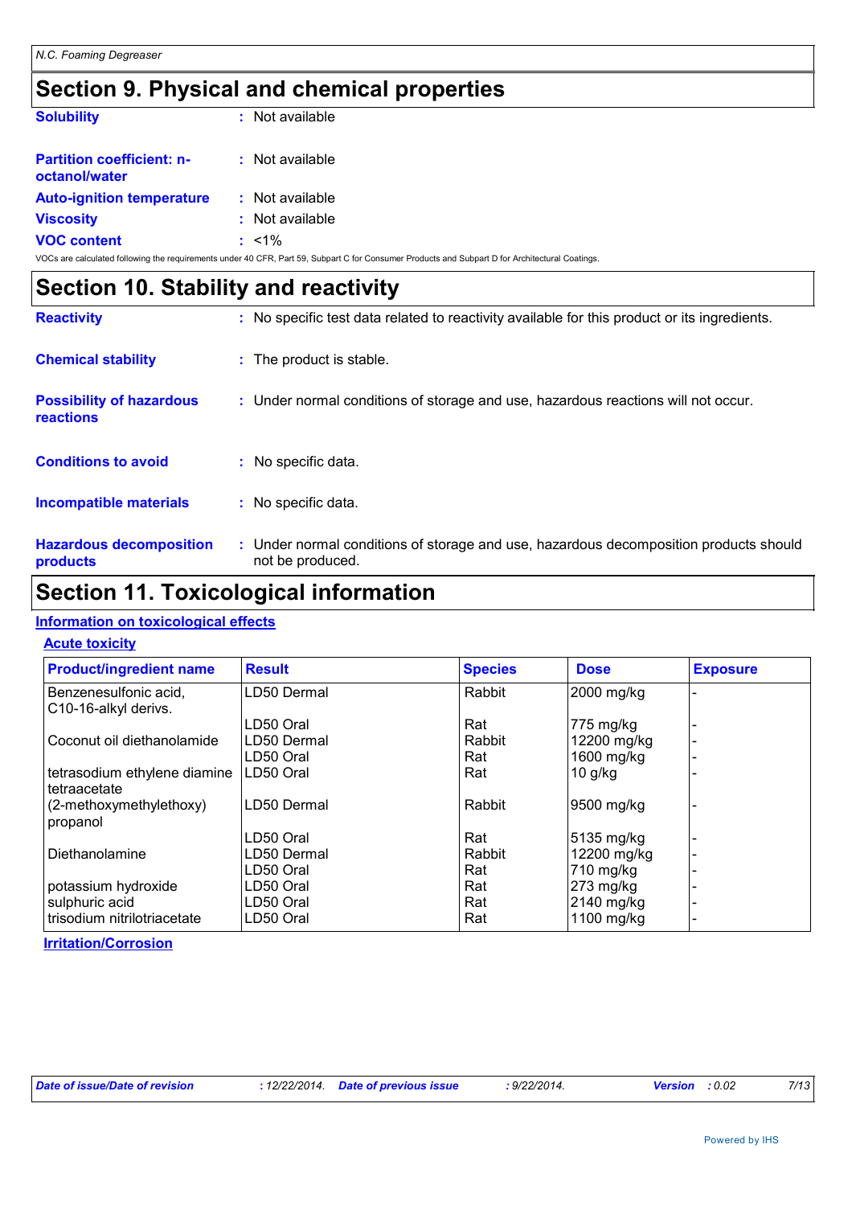## Section 9. Physical and chemical properties

| | | |
|---|---|---|
| **Solubility** | : | Not available |
| **Partition coefficient: n-octanol/water** | : | Not available |
| **Auto-ignition temperature** | : | Not available |
| **Viscosity** | : | Not available |
| **VOC content** | : | <1% |

VOCs are calculated following the requirements under 40 CFR, Part 59, Subpart C for Consumer Products and Subpart D for Architectural Coatings.

## Section 10. Stability and reactivity

| | | |
|---|---|---|
| **Reactivity** | : | No specific test data related to reactivity available for this product or its ingredients. |
| **Chemical stability** | : | The product is stable. |
| **Possibility of hazardous reactions** | : | Under normal conditions of storage and use, hazardous reactions will not occur. |
| **Conditions to avoid** | : | No specific data. |
| **Incompatible materials** | : | No specific data. |
| **Hazardous decomposition products** | : | Under normal conditions of storage and use, hazardous decomposition products should not be produced. |

## Section 11. Toxicological information

### Information on toxicological effects

#### Acute toxicity

| Product/ingredient name | Result | Species | Dose | Exposure |
|---|---|---|---|---|
| Benzenesulfonic acid, C10-16-alkyl derivs. | LD50 Dermal | Rabbit | 2000 mg/kg | - |
| | LD50 Oral | Rat | 775 mg/kg | - |
| Coconut oil diethanolamide | LD50 Dermal | Rabbit | 12200 mg/kg | - |
| | LD50 Oral | Rat | 1600 mg/kg | - |
| tetrasodium ethylene diamine tetraacetate | LD50 Oral | Rat | 10 g/kg | - |
| (2-methoxymethylethoxy) propanol | LD50 Dermal | Rabbit | 9500 mg/kg | - |
| | LD50 Oral | Rat | 5135 mg/kg | - |
| Diethanolamine | LD50 Dermal | Rabbit | 12200 mg/kg | - |
| | LD50 Oral | Rat | 710 mg/kg | - |
| potassium hydroxide | LD50 Oral | Rat | 273 mg/kg | - |
| sulphuric acid | LD50 Oral | Rat | 2140 mg/kg | - |
| trisodium nitrilotriacetate | LD50 Oral | Rat | 1100 mg/kg | - |

#### Irritation/Corrosion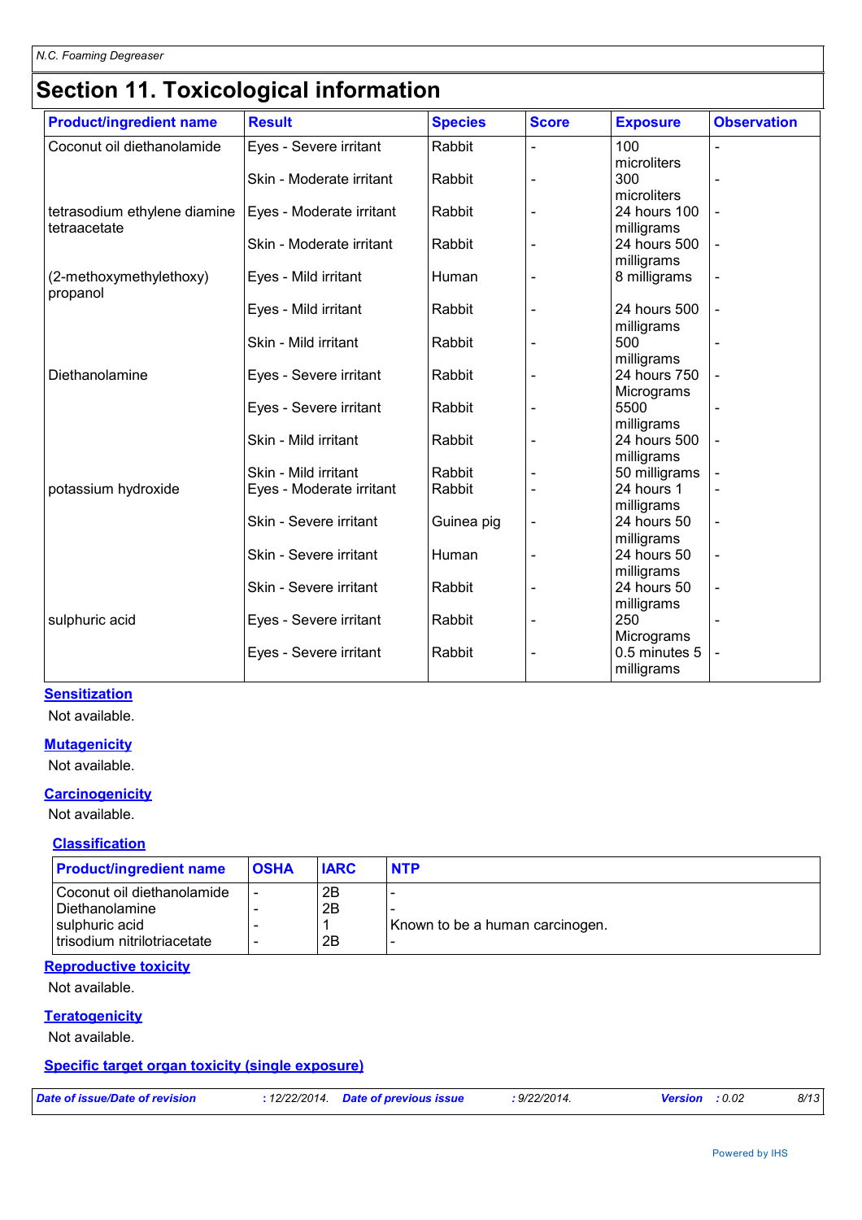# Section 11. Toxicological information

| Product/ingredient name | Result | Species | Score | Exposure | Observation |
|---|---|---|---|---|---|
| Coconut oil diethanolamide | Eyes - Severe irritant | Rabbit | - | 100 microliters | - |
| | Skin - Moderate irritant | Rabbit | - | 300 microliters | - |
| tetrasodium ethylene diamine tetraacetate | Eyes - Moderate irritant | Rabbit | - | 24 hours 100 milligrams | - |
| | Skin - Moderate irritant | Rabbit | - | 24 hours 500 milligrams | - |
| (2-methoxymethylethoxy) propanol | Eyes - Mild irritant | Human | - | 8 milligrams | - |
| | Eyes - Mild irritant | Rabbit | - | 24 hours 500 milligrams | - |
| | Skin - Mild irritant | Rabbit | - | 500 milligrams | - |
| Diethanolamine | Eyes - Severe irritant | Rabbit | - | 24 hours 750 Micrograms | - |
| | Eyes - Severe irritant | Rabbit | - | 5500 milligrams | - |
| | Skin - Mild irritant | Rabbit | - | 24 hours 500 milligrams | - |
| | Skin - Mild irritant | Rabbit | - | 50 milligrams | - |
| potassium hydroxide | Eyes - Moderate irritant | Rabbit | - | 24 hours 1 milligrams | - |
| | Skin - Severe irritant | Guinea pig | - | 24 hours 50 milligrams | - |
| | Skin - Severe irritant | Human | - | 24 hours 50 milligrams | - |
| | Skin - Severe irritant | Rabbit | - | 24 hours 50 milligrams | - |
| sulphuric acid | Eyes - Severe irritant | Rabbit | - | 250 Micrograms | - |
| | Eyes - Severe irritant | Rabbit | - | 0.5 minutes 5 milligrams | - |

**Sensitization**

Not available.

**Mutagenicity**

Not available.

**Carcinogenicity**

Not available.

**Classification**

| Product/ingredient name | OSHA | IARC | NTP |
|---|---|---|---|
| Coconut oil diethanolamide | - | 2B | - |
| Diethanolamine | - | 2B | - |
| sulphuric acid | - | 1 | Known to be a human carcinogen. |
| trisodium nitrilotriacetate | - | 2B | - |

**Reproductive toxicity**

Not available.

**Teratogenicity**

Not available.

**Specific target organ toxicity (single exposure)**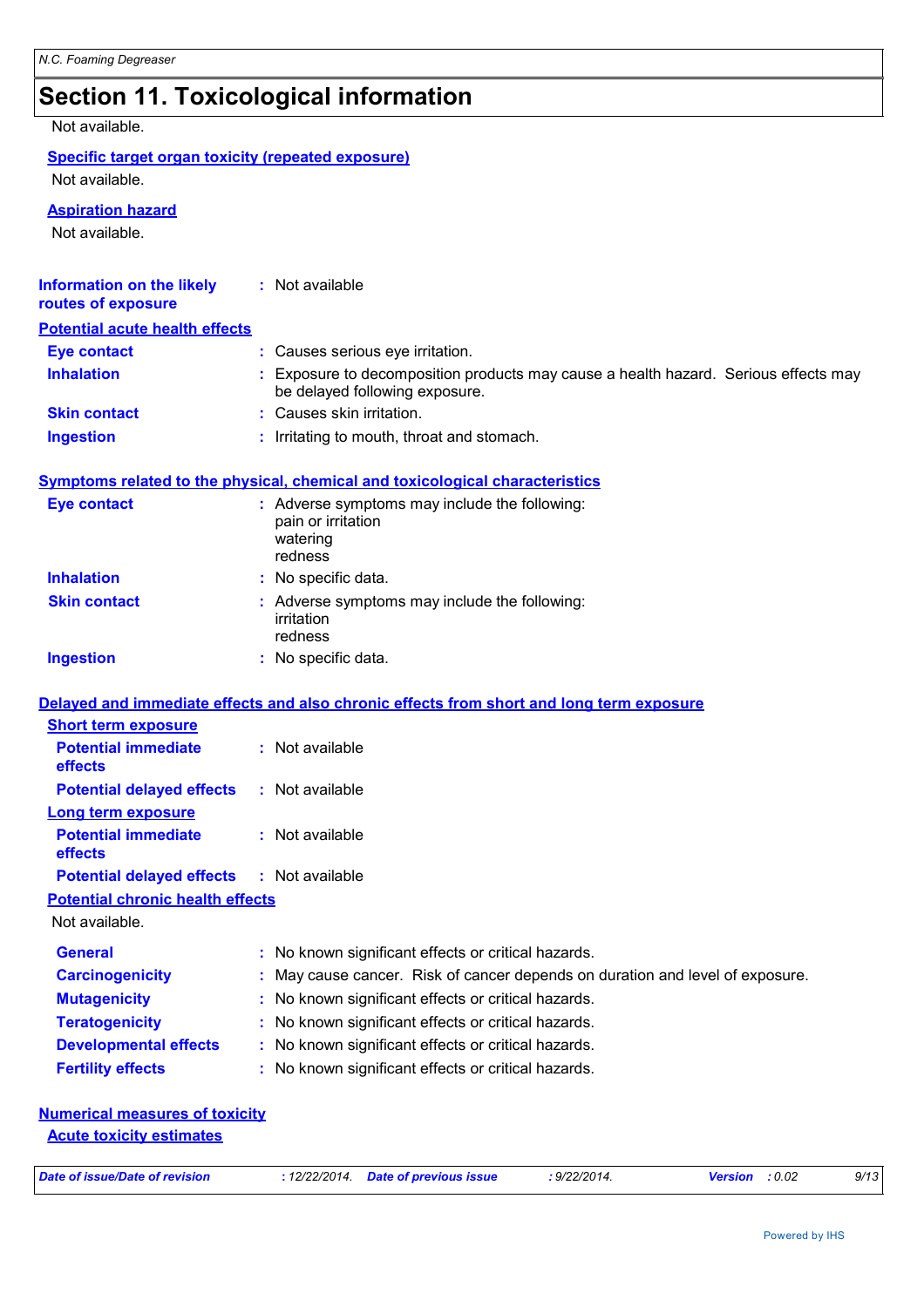# Section 11. Toxicological information

Not available.

**Specific target organ toxicity (repeated exposure)**

Not available.

**Aspiration hazard**

Not available.

**Information on the likely routes of exposure** : Not available

**Potential acute health effects**

**Eye contact** : Causes serious eye irritation.

**Inhalation** : Exposure to decomposition products may cause a health hazard. Serious effects may be delayed following exposure.

**Skin contact** : Causes skin irritation.

**Ingestion** : Irritating to mouth, throat and stomach.

**Symptoms related to the physical, chemical and toxicological characteristics**

**Eye contact** : Adverse symptoms may include the following:
pain or irritation
watering
redness

**Inhalation** : No specific data.

**Skin contact** : Adverse symptoms may include the following:
irritation
redness

**Ingestion** : No specific data.

**Delayed and immediate effects and also chronic effects from short and long term exposure**

**Short term exposure**

**Potential immediate effects** : Not available

**Potential delayed effects** : Not available

**Long term exposure**

**Potential immediate effects** : Not available

**Potential delayed effects** : Not available

**Potential chronic health effects**

Not available.

**General** : No known significant effects or critical hazards.

**Carcinogenicity** : May cause cancer. Risk of cancer depends on duration and level of exposure.

**Mutagenicity** : No known significant effects or critical hazards.

**Teratogenicity** : No known significant effects or critical hazards.

**Developmental effects** : No known significant effects or critical hazards.

**Fertility effects** : No known significant effects or critical hazards.

**Numerical measures of toxicity**

**Acute toxicity estimates**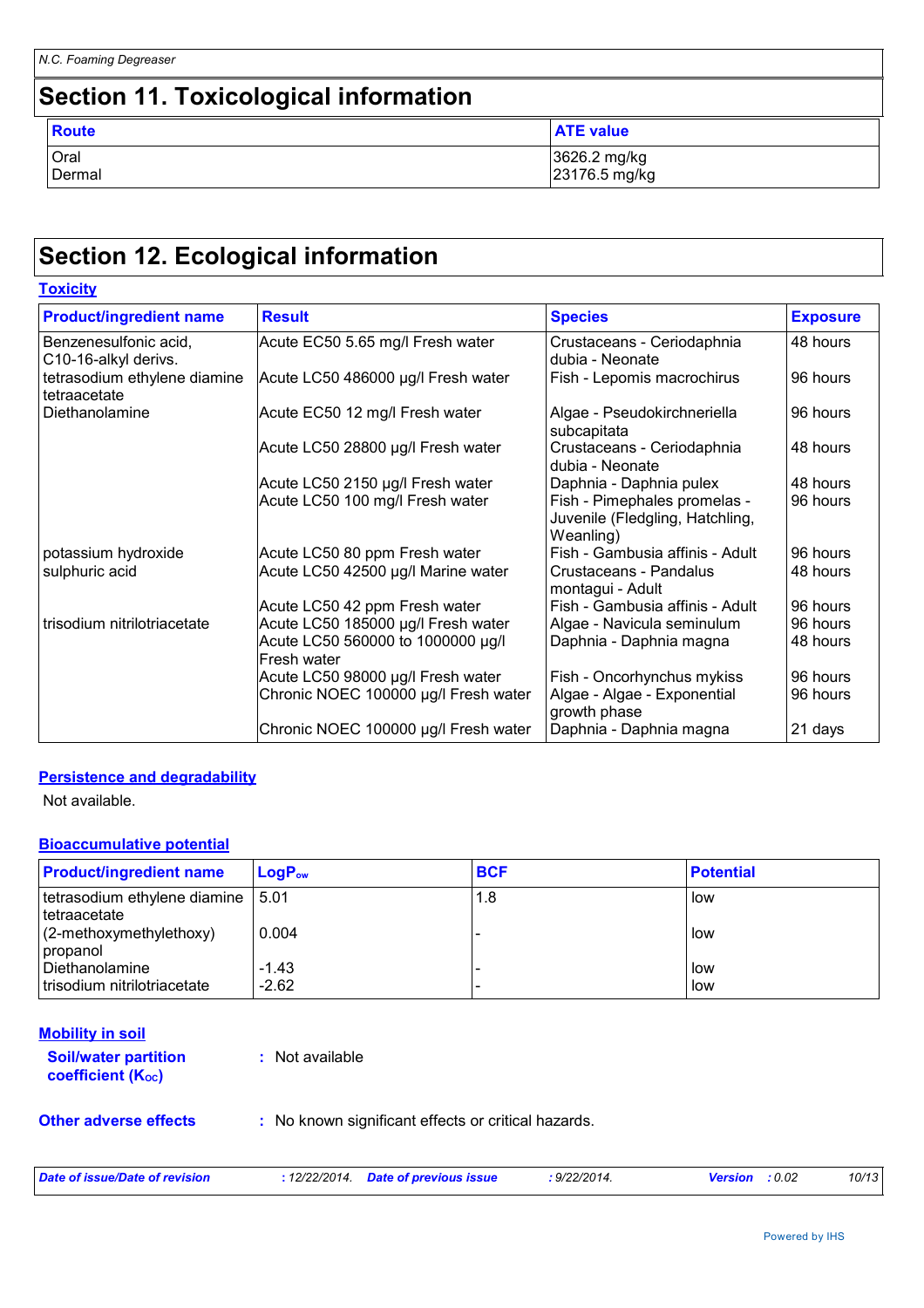## Section 11. Toxicological information

| Route | ATE value |
|---|---|
| Oral | 3626.2 mg/kg |
| Dermal | 23176.5 mg/kg |

## Section 12. Ecological information

### Toxicity

| Product/ingredient name | Result | Species | Exposure |
|---|---|---|---|
| Benzenesulfonic acid, C10-16-alkyl derivs. | Acute EC50 5.65 mg/l Fresh water | Crustaceans - Ceriodaphnia dubia - Neonate | 48 hours |
| tetrasodium ethylene diamine tetraacetate | Acute LC50 486000 µg/l Fresh water | Fish - Lepomis macrochirus | 96 hours |
| Diethanolamine | Acute EC50 12 mg/l Fresh water | Algae - Pseudokirchneriella subcapitata | 96 hours |
| | Acute LC50 28800 µg/l Fresh water | Crustaceans - Ceriodaphnia dubia - Neonate | 48 hours |
| | Acute LC50 2150 µg/l Fresh water | Daphnia - Daphnia pulex | 48 hours |
| | Acute LC50 100 mg/l Fresh water | Fish - Pimephales promelas - Juvenile (Fledgling, Hatchling, Weanling) | 96 hours |
| potassium hydroxide | Acute LC50 80 ppm Fresh water | Fish - Gambusia affinis - Adult | 96 hours |
| sulphuric acid | Acute LC50 42500 µg/l Marine water | Crustaceans - Pandalus montagui - Adult | 48 hours |
| | Acute LC50 42 ppm Fresh water | Fish - Gambusia affinis - Adult | 96 hours |
| trisodium nitrilotriacetate | Acute LC50 185000 µg/l Fresh water | Algae - Navicula seminulum | 96 hours |
| | Acute LC50 560000 to 1000000 µg/l Fresh water | Daphnia - Daphnia magna | 48 hours |
| | Acute LC50 98000 µg/l Fresh water | Fish - Oncorhynchus mykiss | 96 hours |
| | Chronic NOEC 100000 µg/l Fresh water | Algae - Algae - Exponential growth phase | 96 hours |
| | Chronic NOEC 100000 µg/l Fresh water | Daphnia - Daphnia magna | 21 days |

### Persistence and degradability

Not available.

### Bioaccumulative potential

| Product/ingredient name | $LogP_{ow}$ | BCF | Potential |
|---|---|---|---|
| tetrasodium ethylene diamine tetraacetate | 5.01 | 1.8 | low |
| (2-methoxymethylethoxy) propanol | 0.004 | - | low |
| Diethanolamine | -1.43 | - | low |
| trisodium nitrilotriacetate | -2.62 | - | low |

### Mobility in soil

**Soil/water partition coefficient ($K_{OC}$)** : Not available

**Other adverse effects** : No known significant effects or critical hazards.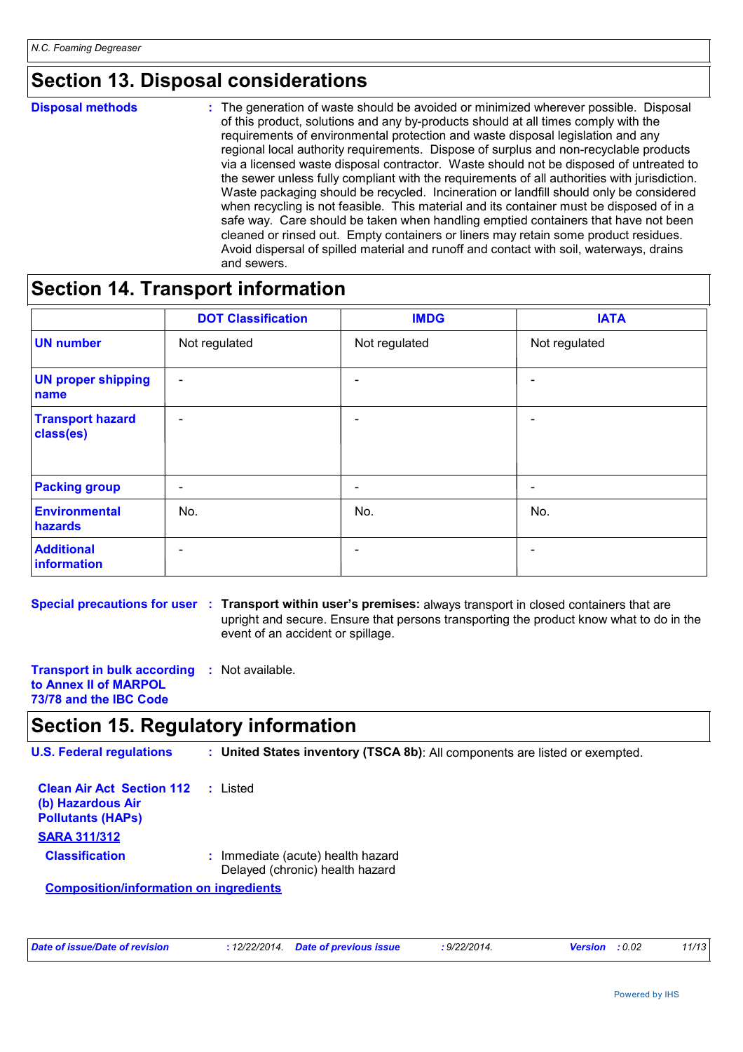## Section 13. Disposal considerations

**Disposal methods** : The generation of waste should be avoided or minimized wherever possible. Disposal of this product, solutions and any by-products should at all times comply with the requirements of environmental protection and waste disposal legislation and any regional local authority requirements. Dispose of surplus and non-recyclable products via a licensed waste disposal contractor. Waste should not be disposed of untreated to the sewer unless fully compliant with the requirements of all authorities with jurisdiction. Waste packaging should be recycled. Incineration or landfill should only be considered when recycling is not feasible. This material and its container must be disposed of in a safe way. Care should be taken when handling emptied containers that have not been cleaned or rinsed out. Empty containers or liners may retain some product residues. Avoid dispersal of spilled material and runoff and contact with soil, waterways, drains and sewers.

## Section 14. Transport information

| | DOT Classification | IMDG | IATA |
|---|---|---|---|
| **UN number** | Not regulated | Not regulated | Not regulated |
| **UN proper shipping name** | - | - | - |
| **Transport hazard class(es)** | - | - | - |
| **Packing group** | - | - | - |
| **Environmental hazards** | No. | No. | No. |
| **Additional information** | - | - | - |

**Special precautions for user** : **Transport within user's premises:** always transport in closed containers that are upright and secure. Ensure that persons transporting the product know what to do in the event of an accident or spillage.

**Transport in bulk according to Annex II of MARPOL 73/78 and the IBC Code** : Not available.

## Section 15. Regulatory information

**U.S. Federal regulations** : **United States inventory (TSCA 8b)**: All components are listed or exempted.

**Clean Air Act Section 112 (b) Hazardous Air Pollutants (HAPs)** : Listed

**SARA 311/312**

**Classification** : Immediate (acute) health hazard
Delayed (chronic) health hazard

**Composition/information on ingredients**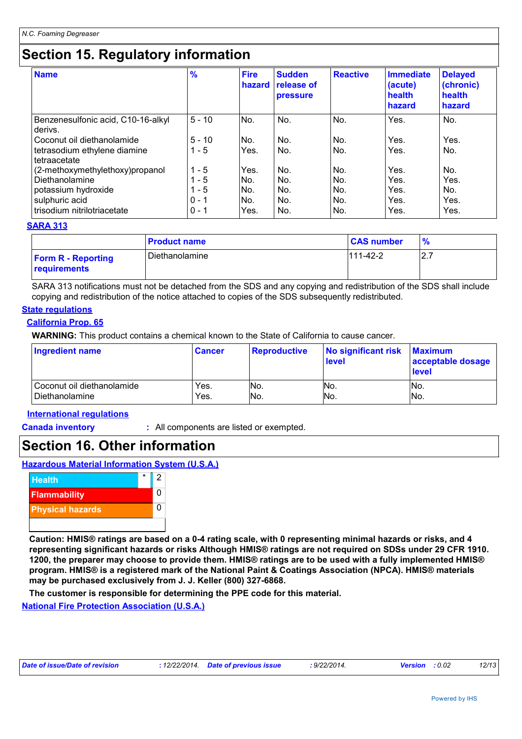## Section 15. Regulatory information

| Name | % | Fire hazard | Sudden release of pressure | Reactive | Immediate (acute) health hazard | Delayed (chronic) health hazard |
|---|---|---|---|---|---|---|
| Benzenesulfonic acid, C10-16-alkyl derivs. | 5 - 10 | No. | No. | No. | Yes. | No. |
| Coconut oil diethanolamide | 5 - 10 | No. | No. | No. | Yes. | Yes. |
| tetrasodium ethylene diamine tetraacetate | 1 - 5 | Yes. | No. | No. | Yes. | No. |
| (2-methoxymethylethoxy)propanol | 1 - 5 | Yes. | No. | No. | Yes. | No. |
| Diethanolamine | 1 - 5 | No. | No. | No. | Yes. | Yes. |
| potassium hydroxide | 1 - 5 | No. | No. | No. | Yes. | No. |
| sulphuric acid | 0 - 1 | No. | No. | No. | Yes. | Yes. |
| trisodium nitrilotriacetate | 0 - 1 | Yes. | No. | No. | Yes. | Yes. |

**SARA 313**

| | Product name | CAS number | % |
|---|---|---|---|
| **Form R - Reporting requirements** | Diethanolamine | 111-42-2 | 2.7 |

SARA 313 notifications must not be detached from the SDS and any copying and redistribution of the SDS shall include copying and redistribution of the notice attached to copies of the SDS subsequently redistributed.

**State regulations**

**California Prop. 65**

**WARNING:** This product contains a chemical known to the State of California to cause cancer.

| Ingredient name | Cancer | Reproductive | No significant risk level | Maximum acceptable dosage level |
|---|---|---|---|---|
| Coconut oil diethanolamide | Yes. | No. | No. | No. |
| Diethanolamine | Yes. | No. | No. | No. |

**International regulations**

**Canada inventory** : All components are listed or exempted.

## Section 16. Other information

**Hazardous Material Information System (U.S.A.)**

| | | |
|---|---|---|
| Health | * | 2 |
| Flammability | | 0 |
| Physical hazards | | 0 |

**Caution: HMIS® ratings are based on a 0-4 rating scale, with 0 representing minimal hazards or risks, and 4 representing significant hazards or risks Although HMIS® ratings are not required on SDSs under 29 CFR 1910. 1200, the preparer may choose to provide them. HMIS® ratings are to be used with a fully implemented HMIS® program. HMIS® is a registered mark of the National Paint & Coatings Association (NPCA). HMIS® materials may be purchased exclusively from J. J. Keller (800) 327-6868.**

**The customer is responsible for determining the PPE code for this material.**

**National Fire Protection Association (U.S.A.)**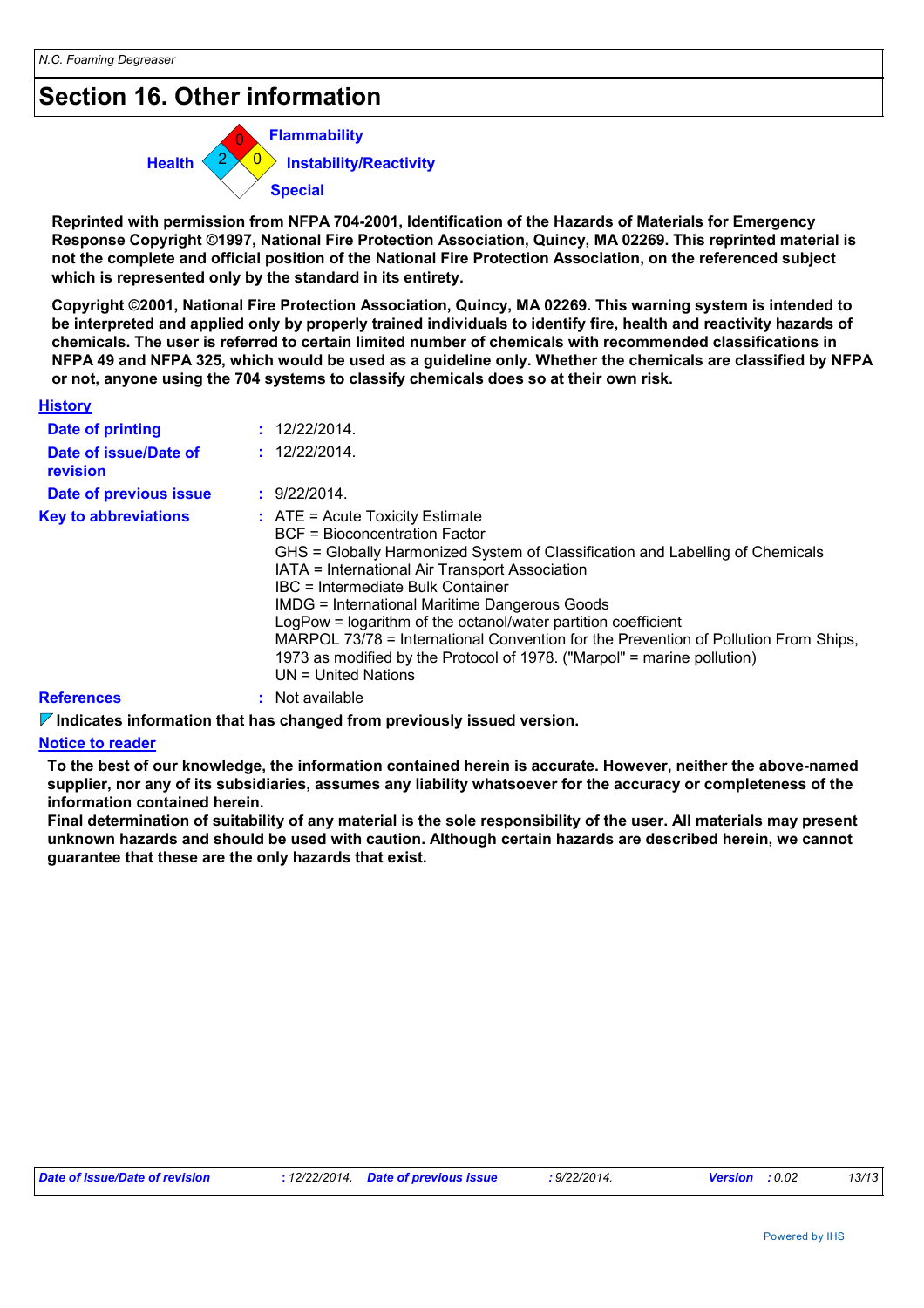# Section 16. Other information

Flammability: 0
Health: 2
Instability/Reactivity: 0
Special

**Reprinted with permission from NFPA 704-2001, Identification of the Hazards of Materials for Emergency Response Copyright ©1997, National Fire Protection Association, Quincy, MA 02269. This reprinted material is not the complete and official position of the National Fire Protection Association, on the referenced subject which is represented only by the standard in its entirety.**

**Copyright ©2001, National Fire Protection Association, Quincy, MA 02269. This warning system is intended to be interpreted and applied only by properly trained individuals to identify fire, health and reactivity hazards of chemicals. The user is referred to certain limited number of chemicals with recommended classifications in NFPA 49 and NFPA 325, which would be used as a guideline only. Whether the chemicals are classified by NFPA or not, anyone using the 704 systems to classify chemicals does so at their own risk.**

## History

| | |
|---|---|
| **Date of printing** | : 12/22/2014. |
| **Date of issue/Date of revision** | : 12/22/2014. |
| **Date of previous issue** | : 9/22/2014. |
| **Key to abbreviations** | : ATE = Acute Toxicity Estimate<br>BCF = Bioconcentration Factor<br>GHS = Globally Harmonized System of Classification and Labelling of Chemicals<br>IATA = International Air Transport Association<br>IBC = Intermediate Bulk Container<br>IMDG = International Maritime Dangerous Goods<br>LogPow = logarithm of the octanol/water partition coefficient<br>MARPOL 73/78 = International Convention for the Prevention of Pollution From Ships, 1973 as modified by the Protocol of 1978. ("Marpol" = marine pollution)<br>UN = United Nations |
| **References** | : Not available |

**Indicates information that has changed from previously issued version.**

## Notice to reader

**To the best of our knowledge, the information contained herein is accurate. However, neither the above-named supplier, nor any of its subsidiaries, assumes any liability whatsoever for the accuracy or completeness of the information contained herein.**
**Final determination of suitability of any material is the sole responsibility of the user. All materials may present unknown hazards and should be used with caution. Although certain hazards are described herein, we cannot guarantee that these are the only hazards that exist.**